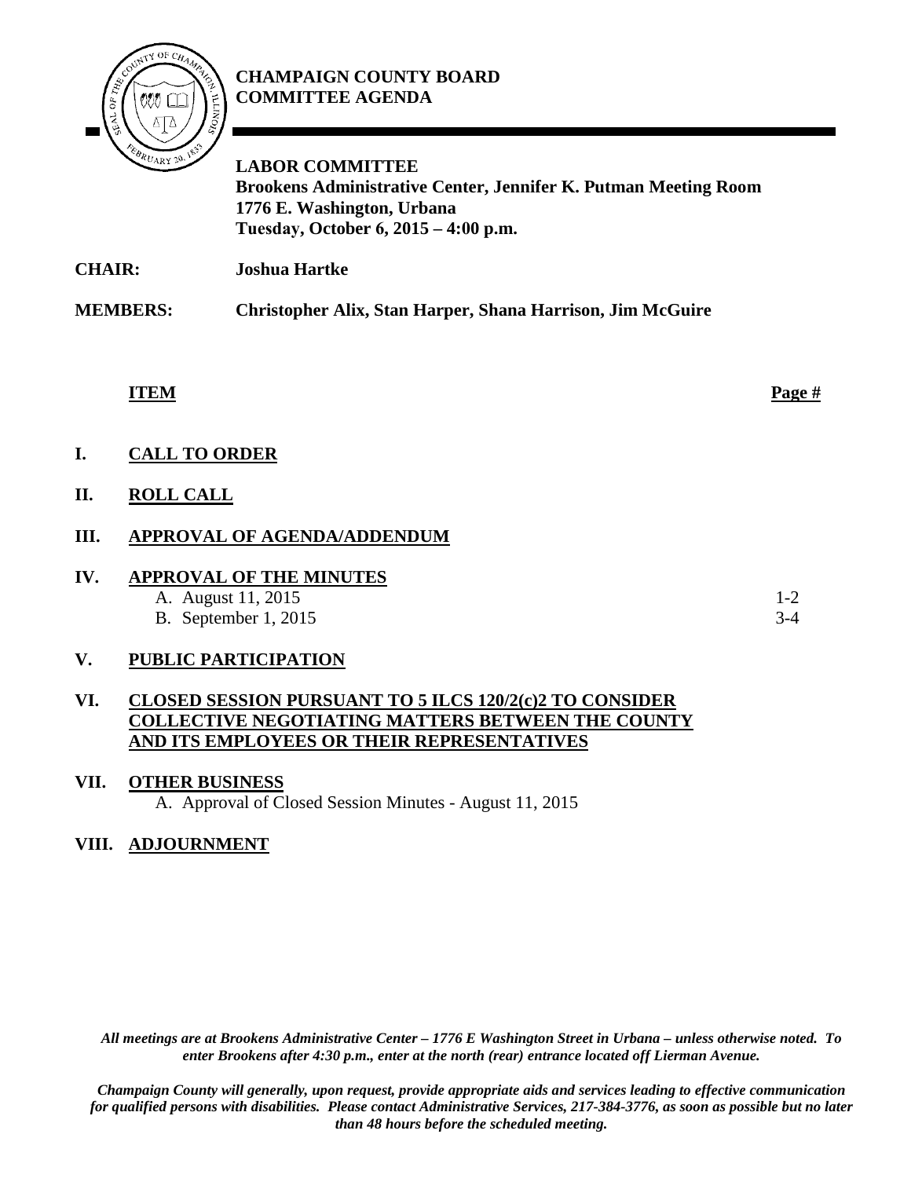# CHAMPAIGN COUNTY BOARD COMMITTEE AGENDA

**LABOR COMMITTEE**
**Brookens Administrative Center, Jennifer K. Putman Meeting Room**
**1776 E. Washington, Urbana**
**Tuesday, October 6, 2015 – 4:00 p.m.**

**CHAIR:** **Joshua Hartke**

**MEMBERS:** **Christopher Alix, Stan Harper, Shana Harrison, Jim McGuire**

| **ITEM** | | **Page #** |
|---|---|---|
| **I.** | **CALL TO ORDER** | |
| **II.** | **ROLL CALL** | |
| **III.** | **APPROVAL OF AGENDA/ADDENDUM** | |
| **IV.** | **APPROVAL OF THE MINUTES** | |
| | A. August 11, 2015 | 1-2 |
| | B. September 1, 2015 | 3-4 |
| **V.** | **PUBLIC PARTICIPATION** | |
| **VI.** | **CLOSED SESSION PURSUANT TO 5 ILCS 120/2(c)2 TO CONSIDER COLLECTIVE NEGOTIATING MATTERS BETWEEN THE COUNTY AND ITS EMPLOYEES OR THEIR REPRESENTATIVES** | |
| **VII.** | **OTHER BUSINESS** | |
| | A. Approval of Closed Session Minutes - August 11, 2015 | |
| **VIII.** | **ADJOURNMENT** | |

*All meetings are at Brookens Administrative Center – 1776 E Washington Street in Urbana – unless otherwise noted. To enter Brookens after 4:30 p.m., enter at the north (rear) entrance located off Lierman Avenue.*

*Champaign County will generally, upon request, provide appropriate aids and services leading to effective communication for qualified persons with disabilities. Please contact Administrative Services, 217-384-3776, as soon as possible but no later than 48 hours before the scheduled meeting.*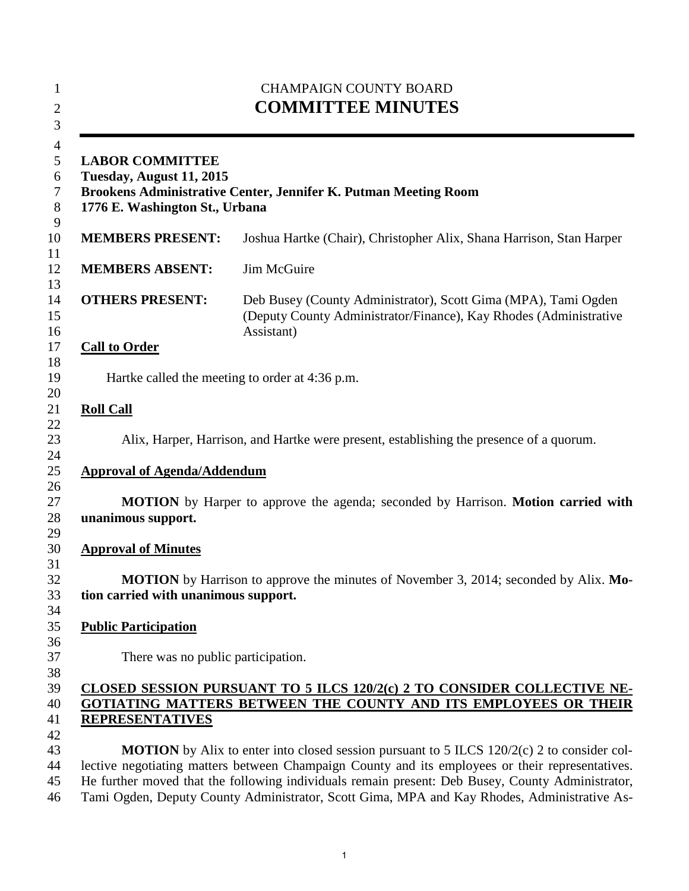CHAMPAIGN COUNTY BOARD

# COMMITTEE MINUTES

**LABOR COMMITTEE**
**Tuesday, August 11, 2015**
**Brookens Administrative Center, Jennifer K. Putman Meeting Room**
**1776 E. Washington St., Urbana**

| | |
|---|---|
| **MEMBERS PRESENT:** | Joshua Hartke (Chair), Christopher Alix, Shana Harrison, Stan Harper |
| **MEMBERS ABSENT:** | Jim McGuire |
| **OTHERS PRESENT:** | Deb Busey (County Administrator), Scott Gima (MPA), Tami Ogden (Deputy County Administrator/Finance), Kay Rhodes (Administrative Assistant) |

**Call to Order**

Hartke called the meeting to order at 4:36 p.m.

**Roll Call**

Alix, Harper, Harrison, and Hartke were present, establishing the presence of a quorum.

**Approval of Agenda/Addendum**

**MOTION** by Harper to approve the agenda; seconded by Harrison. **Motion carried with unanimous support.**

**Approval of Minutes**

**MOTION** by Harrison to approve the minutes of November 3, 2014; seconded by Alix. **Motion carried with unanimous support.**

**Public Participation**

There was no public participation.

**CLOSED SESSION PURSUANT TO 5 ILCS 120/2(c) 2 TO CONSIDER COLLECTIVE NEGOTIATING MATTERS BETWEEN THE COUNTY AND ITS EMPLOYEES OR THEIR REPRESENTATIVES**

**MOTION** by Alix to enter into closed session pursuant to 5 ILCS 120/2(c) 2 to consider collective negotiating matters between Champaign County and its employees or their representatives. He further moved that the following individuals remain present: Deb Busey, County Administrator, Tami Ogden, Deputy County Administrator, Scott Gima, MPA and Kay Rhodes, Administrative As-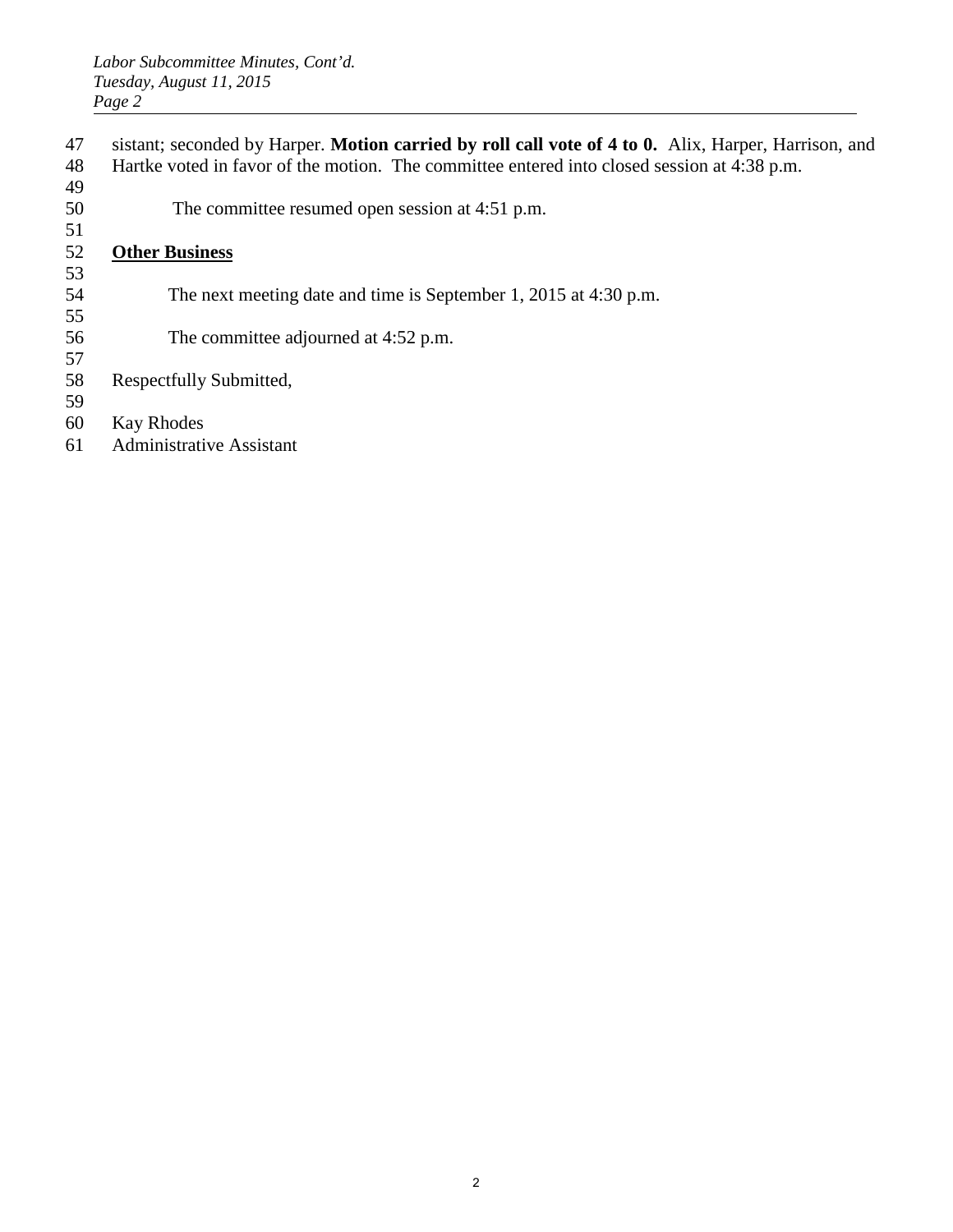sistant; seconded by Harper. **Motion carried by roll call vote of 4 to 0.** Alix, Harper, Harrison, and Hartke voted in favor of the motion. The committee entered into closed session at 4:38 p.m.

The committee resumed open session at 4:51 p.m.

**<u>Other Business</u>**

The next meeting date and time is September 1, 2015 at 4:30 p.m.

The committee adjourned at 4:52 p.m.

Respectfully Submitted,

Kay Rhodes
Administrative Assistant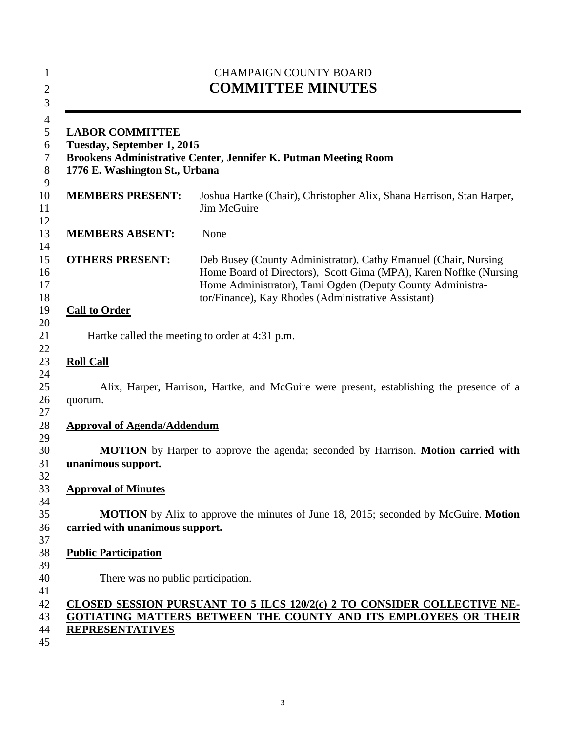CHAMPAIGN COUNTY BOARD

# COMMITTEE MINUTES

**LABOR COMMITTEE**
**Tuesday, September 1, 2015**
**Brookens Administrative Center, Jennifer K. Putman Meeting Room**
**1776 E. Washington St., Urbana**

| | |
|---|---|
| **MEMBERS PRESENT:** | Joshua Hartke (Chair), Christopher Alix, Shana Harrison, Stan Harper, Jim McGuire |
| **MEMBERS ABSENT:** | None |
| **OTHERS PRESENT:** | Deb Busey (County Administrator), Cathy Emanuel (Chair, Nursing Home Board of Directors), Scott Gima (MPA), Karen Noffke (Nursing Home Administrator), Tami Ogden (Deputy County Administrator/Finance), Kay Rhodes (Administrative Assistant) |

## Call to Order

Hartke called the meeting to order at 4:31 p.m.

## Roll Call

Alix, Harper, Harrison, Hartke, and McGuire were present, establishing the presence of a quorum.

## Approval of Agenda/Addendum

**MOTION** by Harper to approve the agenda; seconded by Harrison. **Motion carried with unanimous support.**

## Approval of Minutes

**MOTION** by Alix to approve the minutes of June 18, 2015; seconded by McGuire. **Motion carried with unanimous support.**

## Public Participation

There was no public participation.

## CLOSED SESSION PURSUANT TO 5 ILCS 120/2(c) 2 TO CONSIDER COLLECTIVE NEGOTIATING MATTERS BETWEEN THE COUNTY AND ITS EMPLOYEES OR THEIR REPRESENTATIVES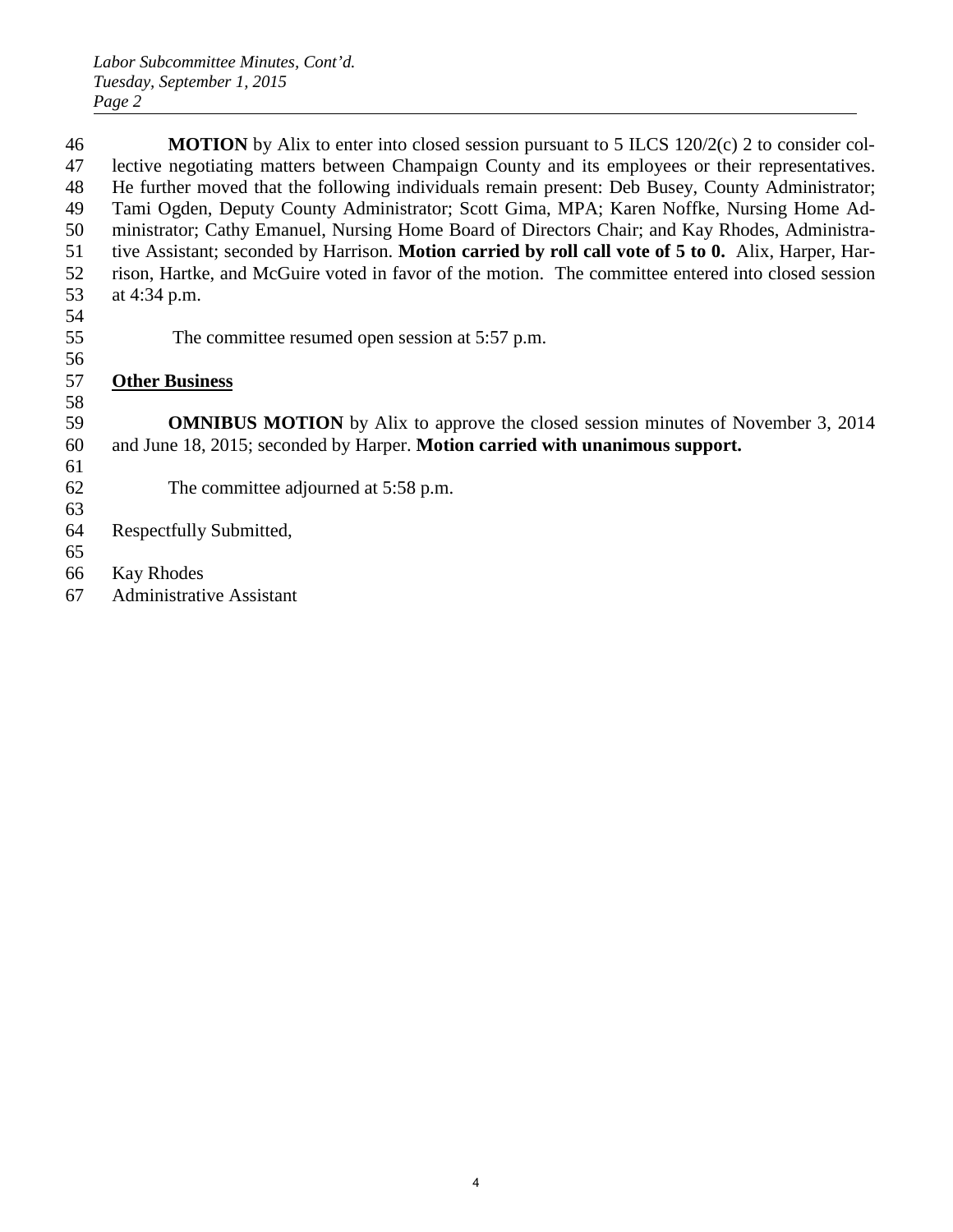**MOTION** by Alix to enter into closed session pursuant to 5 ILCS 120/2(c) 2 to consider collective negotiating matters between Champaign County and its employees or their representatives. He further moved that the following individuals remain present: Deb Busey, County Administrator; Tami Ogden, Deputy County Administrator; Scott Gima, MPA; Karen Noffke, Nursing Home Administrator; Cathy Emanuel, Nursing Home Board of Directors Chair; and Kay Rhodes, Administrative Assistant; seconded by Harrison. **Motion carried by roll call vote of 5 to 0.** Alix, Harper, Harrison, Hartke, and McGuire voted in favor of the motion. The committee entered into closed session at 4:34 p.m.

The committee resumed open session at 5:57 p.m.

## Other Business

**OMNIBUS MOTION** by Alix to approve the closed session minutes of November 3, 2014 and June 18, 2015; seconded by Harper. **Motion carried with unanimous support.**

The committee adjourned at 5:58 p.m.

Respectfully Submitted,

Kay Rhodes
Administrative Assistant